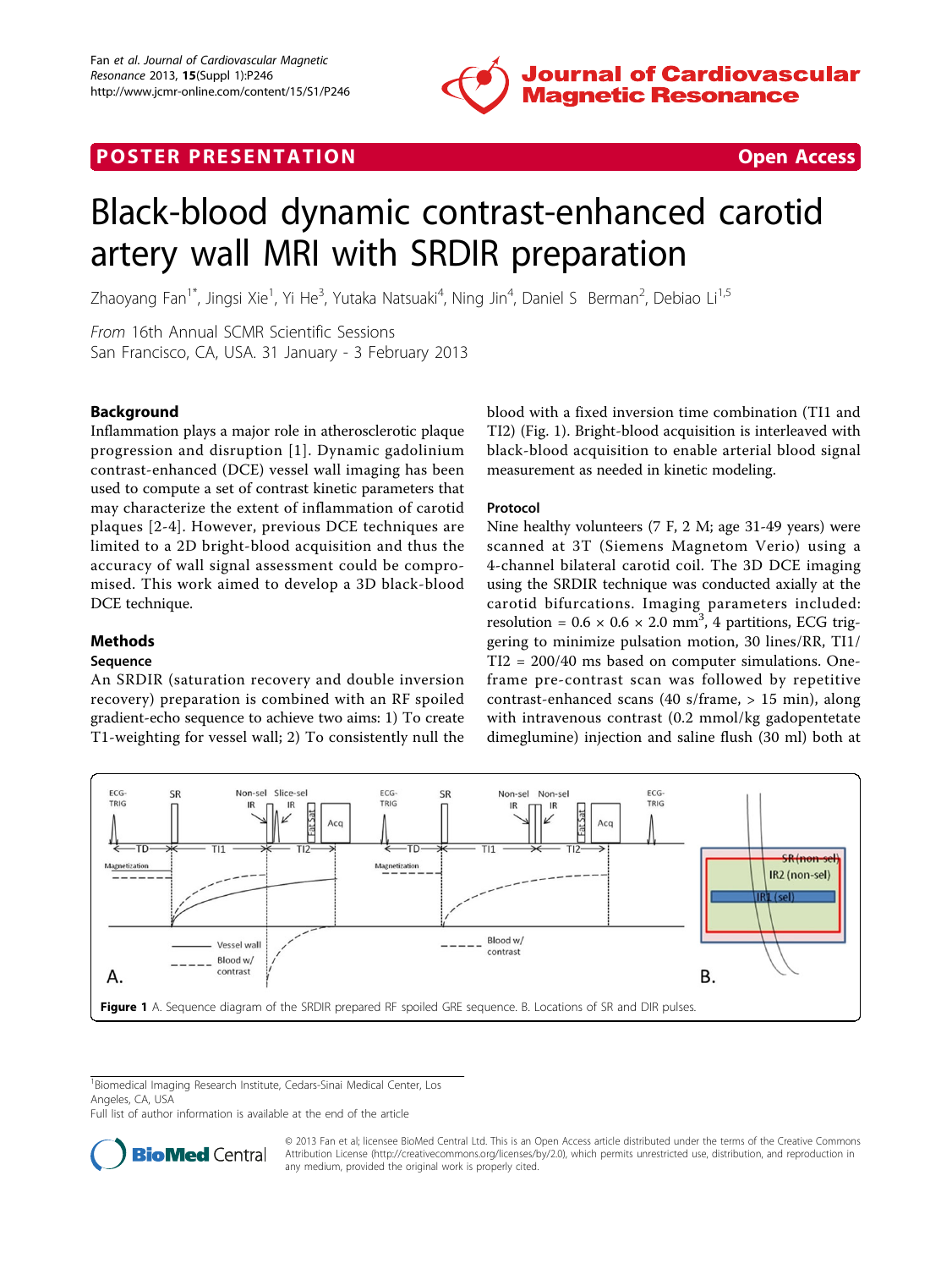POSTER PRESENTATION Open Access

# Black-blood dynamic contrast-enhanced carotid artery wall MRI with SRDIR preparation

Zhaoyang Fan[1*], Jingsi Xie[1], Yi He[3], Yutaka Natsuaki[4], Ning Jin[4], Daniel S Berman[2], Debiao Li[1,5]

*From* 16th Annual SCMR Scientific Sessions
San Francisco, CA, USA. 31 January - 3 February 2013

## Background

Inflammation plays a major role in atherosclerotic plaque progression and disruption [1]. Dynamic gadolinium contrast-enhanced (DCE) vessel wall imaging has been used to compute a set of contrast kinetic parameters that may characterize the extent of inflammation of carotid plaques [2-4]. However, previous DCE techniques are limited to a 2D bright-blood acquisition and thus the accuracy of wall signal assessment could be compromised. This work aimed to develop a 3D black-blood DCE technique.

## Methods

### Sequence

An SRDIR (saturation recovery and double inversion recovery) preparation is combined with an RF spoiled gradient-echo sequence to achieve two aims: 1) To create T1-weighting for vessel wall; 2) To consistently null the blood with a fixed inversion time combination (TI1 and TI2) (Fig. 1). Bright-blood acquisition is interleaved with black-blood acquisition to enable arterial blood signal measurement as needed in kinetic modeling.

### Protocol

Nine healthy volunteers (7 F, 2 M; age 31-49 years) were scanned at 3T (Siemens Magnetom Verio) using a 4-channel bilateral carotid coil. The 3D DCE imaging using the SRDIR technique was conducted axially at the carotid bifurcations. Imaging parameters included: resolution = 0.6 × 0.6 × 2.0 mm$^3$, 4 partitions, ECG triggering to minimize pulsation motion, 30 lines/RR, TI1/TI2 = 200/40 ms based on computer simulations. One-frame pre-contrast scan was followed by repetitive contrast-enhanced scans (40 s/frame, > 15 min), along with intravenous contrast (0.2 mmol/kg gadopentetate dimeglumine) injection and saline flush (30 ml) both at

ECG-TRIG
SR
Non-sel IR
Slice-sel IR
Fat Sat
Acq
TD
TI1
TI2
Magnetization
Vessel wall
Blood w/ contrast
ECG-TRIG
SR
Non-sel IR
Non-sel IR
Fat Sat
Acq
TD
TI1
TI2
Magnetization
Blood w/ contrast
ECG-TRIG
A.
SR (non-sel)
IR2 (non-sel)
IR1 (sel)
B.

**Figure 1** A. Sequence diagram of the SRDIR prepared RF spoiled GRE sequence. B. Locations of SR and DIR pulses.

[1]Biomedical Imaging Research Institute, Cedars-Sinai Medical Center, Los Angeles, CA, USA
Full list of author information is available at the end of the article

© 2013 Fan et al; licensee BioMed Central Ltd. This is an Open Access article distributed under the terms of the Creative Commons Attribution License (http://creativecommons.org/licenses/by/2.0), which permits unrestricted use, distribution, and reproduction in any medium, provided the original work is properly cited.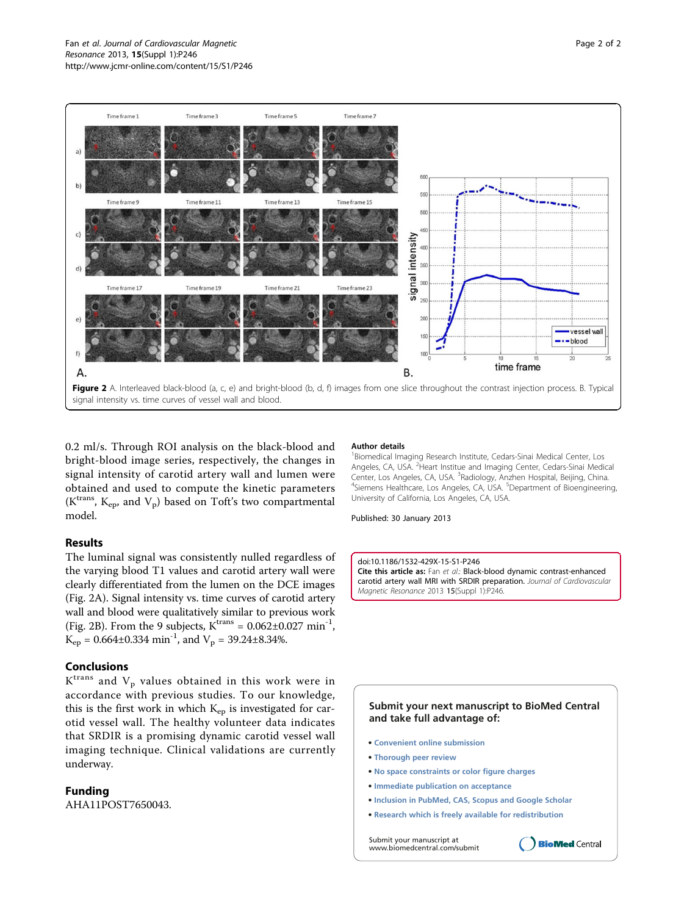Time frame 1 Time frame 3 Time frame 5 Time frame 7

a)

b)

Time frame 9 Time frame 11 Time frame 13 Time frame 15

c)

d)

Time frame 17 Time frame 19 Time frame 21 Time frame 23

e)

f)

A.

signal intensity

time frame

vessel wall

blood

B.

**Figure 2** A. Interleaved black-blood (a, c, e) and bright-blood (b, d, f) images from one slice throughout the contrast injection process. B. Typical signal intensity vs. time curves of vessel wall and blood.

0.2 ml/s. Through ROI analysis on the black-blood and bright-blood image series, respectively, the changes in signal intensity of carotid artery wall and lumen were obtained and used to compute the kinetic parameters ($K^{trans}$, $K_{ep}$, and $V_p$) based on Toft's two compartmental model.

## Results

The luminal signal was consistently nulled regardless of the varying blood T1 values and carotid artery wall were clearly differentiated from the lumen on the DCE images (Fig. 2A). Signal intensity vs. time curves of carotid artery wall and blood were qualitatively similar to previous work (Fig. 2B). From the 9 subjects, $K^{trans}$ = 0.062±0.027 $min^{-1}$, $K_{ep}$ = 0.664±0.334 $min^{-1}$, and $V_p$ = 39.24±8.34%.

## Conclusions

$K^{trans}$ and $V_p$ values obtained in this work were in accordance with previous studies. To our knowledge, this is the first work in which $K_{ep}$ is investigated for carotid vessel wall. The healthy volunteer data indicates that SRDIR is a promising dynamic carotid vessel wall imaging technique. Clinical validations are currently underway.

## Funding

AHA11POST7650043.

### Author details

[1]Biomedical Imaging Research Institute, Cedars-Sinai Medical Center, Los Angeles, CA, USA. [2]Heart Institue and Imaging Center, Cedars-Sinai Medical Center, Los Angeles, CA, USA. [3]Radiology, Anzhen Hospital, Beijing, China. [4]Siemens Healthcare, Los Angeles, CA, USA. [5]Department of Bioengineering, University of California, Los Angeles, CA, USA.

Published: 30 January 2013

doi:10.1186/1532-429X-15-S1-P246

**Cite this article as:** Fan *et al.*: Black-blood dynamic contrast-enhanced carotid artery wall MRI with SRDIR preparation. *Journal of Cardiovascular Magnetic Resonance* 2013 15(Suppl 1):P246.

**Submit your next manuscript to BioMed Central and take full advantage of:**

- Convenient online submission
- Thorough peer review
- No space constraints or color figure charges
- Immediate publication on acceptance
- Inclusion in PubMed, CAS, Scopus and Google Scholar
- Research which is freely available for redistribution

Submit your manuscript at www.biomedcentral.com/submit